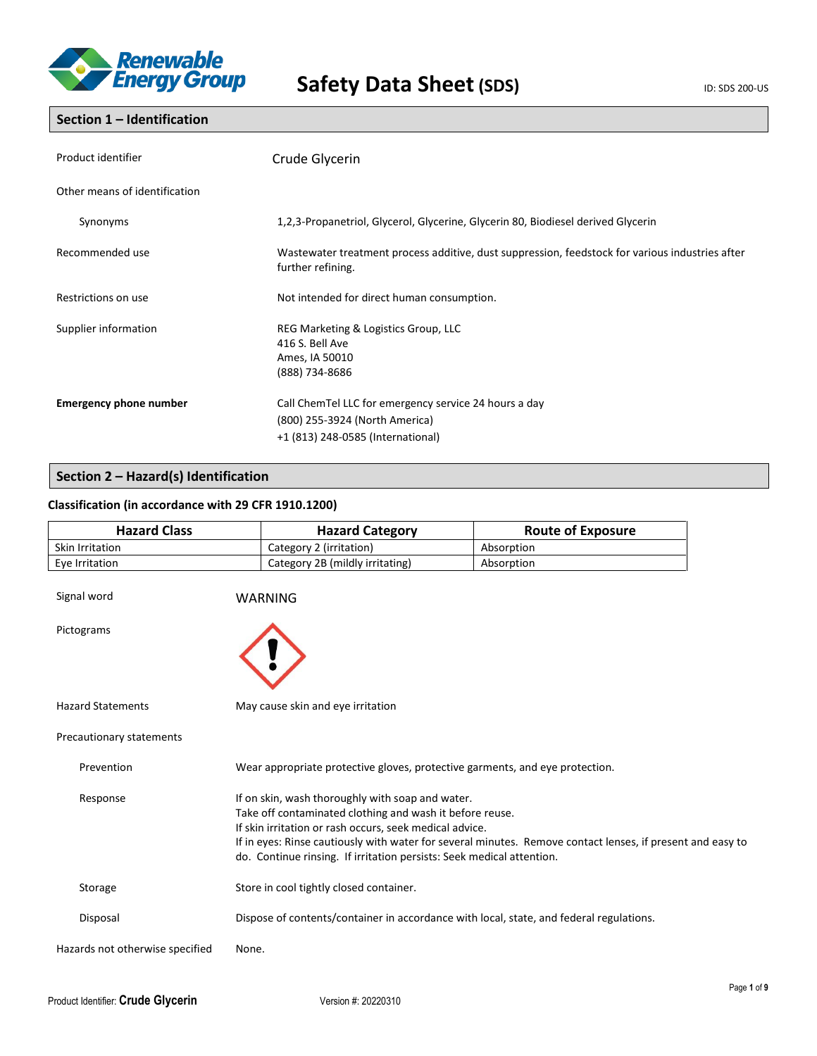# Safety Data Sheet (SDS)

ID: SDS 200-US

## Section 1 – Identification

| | |
|---|---|
| Product identifier | Crude Glycerin |
| Other means of identification | |
| Synonyms | 1,2,3-Propanetriol, Glycerol, Glycerine, Glycerin 80, Biodiesel derived Glycerin |
| Recommended use | Wastewater treatment process additive, dust suppression, feedstock for various industries after further refining. |
| Restrictions on use | Not intended for direct human consumption. |
| Supplier information | REG Marketing & Logistics Group, LLC<br>416 S. Bell Ave<br>Ames, IA 50010<br>(888) 734-8686 |
| **Emergency phone number** | Call ChemTel LLC for emergency service 24 hours a day<br>(800) 255-3924 (North America)<br>+1 (813) 248-0585 (International) |

## Section 2 – Hazard(s) Identification

### Classification (in accordance with 29 CFR 1910.1200)

| Hazard Class | Hazard Category | Route of Exposure |
|---|---|---|
| Skin Irritation | Category 2 (irritation) | Absorption |
| Eye Irritation | Category 2B (mildly irritating) | Absorption |

**Signal word:** WARNING

**Pictograms**

**Hazard Statements:** May cause skin and eye irritation

**Precautionary statements**

**Prevention:** Wear appropriate protective gloves, protective garments, and eye protection.

**Response:** If on skin, wash thoroughly with soap and water.
Take off contaminated clothing and wash it before reuse.
If skin irritation or rash occurs, seek medical advice.
If in eyes: Rinse cautiously with water for several minutes. Remove contact lenses, if present and easy to do. Continue rinsing. If irritation persists: Seek medical attention.

**Storage:** Store in cool tightly closed container.

**Disposal:** Dispose of contents/container in accordance with local, state, and federal regulations.

**Hazards not otherwise specified:** None.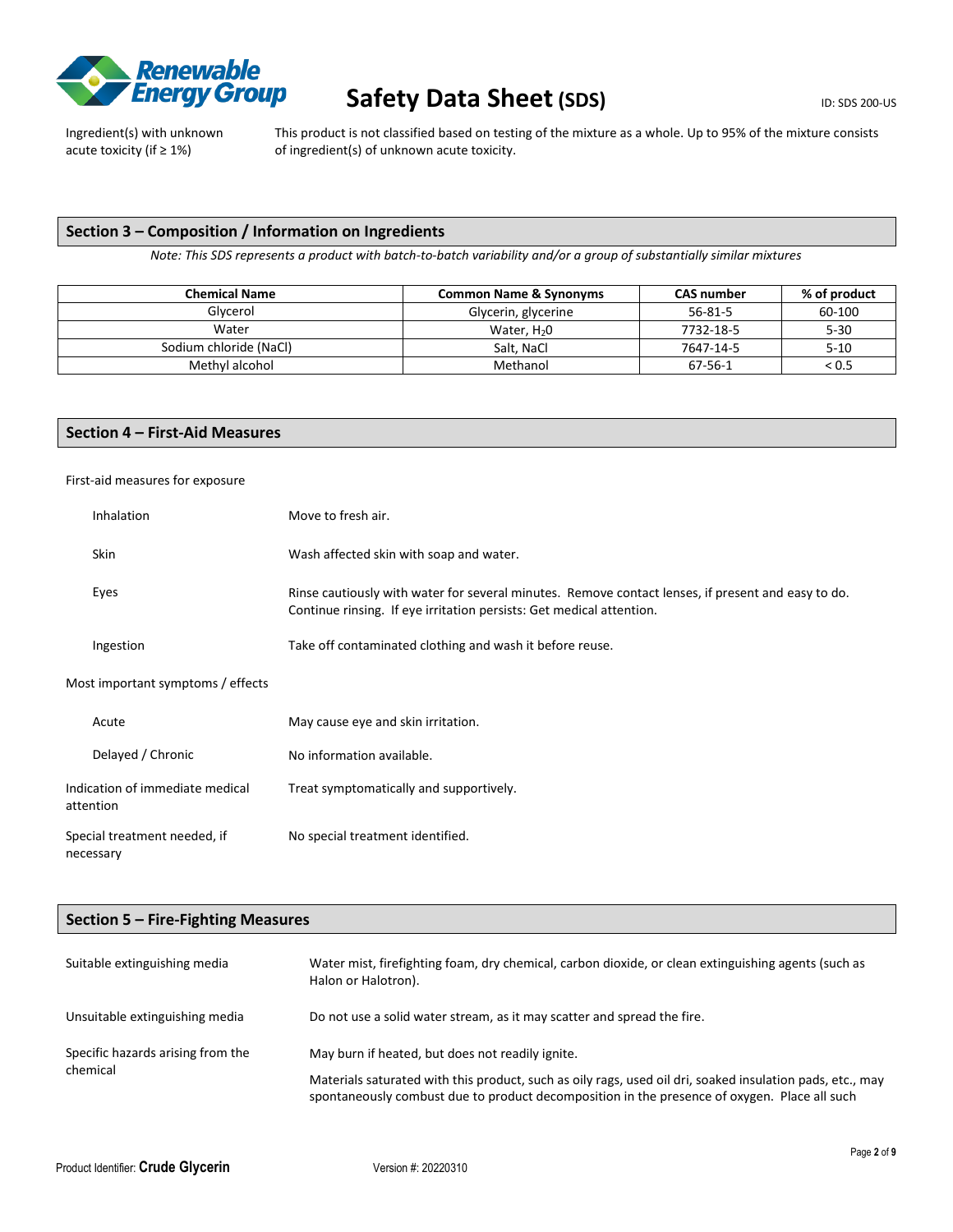Ingredient(s) with unknown acute toxicity (if ≥ 1%)

This product is not classified based on testing of the mixture as a whole. Up to 95% of the mixture consists of ingredient(s) of unknown acute toxicity.

## Section 3 – Composition / Information on Ingredients

*Note: This SDS represents a product with batch-to-batch variability and/or a group of substantially similar mixtures*

| Chemical Name | Common Name & Synonyms | CAS number | % of product |
|---|---|---|---|
| Glycerol | Glycerin, glycerine | 56-81-5 | 60-100 |
| Water | Water, $H_20$ | 7732-18-5 | 5-30 |
| Sodium chloride (NaCl) | Salt, NaCl | 7647-14-5 | 5-10 |
| Methyl alcohol | Methanol | 67-56-1 | < 0.5 |

## Section 4 – First-Aid Measures

First-aid measures for exposure

Inhalation — Move to fresh air.

Skin — Wash affected skin with soap and water.

Eyes — Rinse cautiously with water for several minutes. Remove contact lenses, if present and easy to do. Continue rinsing. If eye irritation persists: Get medical attention.

Ingestion — Take off contaminated clothing and wash it before reuse.

Most important symptoms / effects

Acute — May cause eye and skin irritation.

Delayed / Chronic — No information available.

Indication of immediate medical attention — Treat symptomatically and supportively.

Special treatment needed, if necessary — No special treatment identified.

## Section 5 – Fire-Fighting Measures

Suitable extinguishing media — Water mist, firefighting foam, dry chemical, carbon dioxide, or clean extinguishing agents (such as Halon or Halotron).

Unsuitable extinguishing media — Do not use a solid water stream, as it may scatter and spread the fire.

Specific hazards arising from the chemical — May burn if heated, but does not readily ignite.

Materials saturated with this product, such as oily rags, used oil dri, soaked insulation pads, etc., may spontaneously combust due to product decomposition in the presence of oxygen. Place all such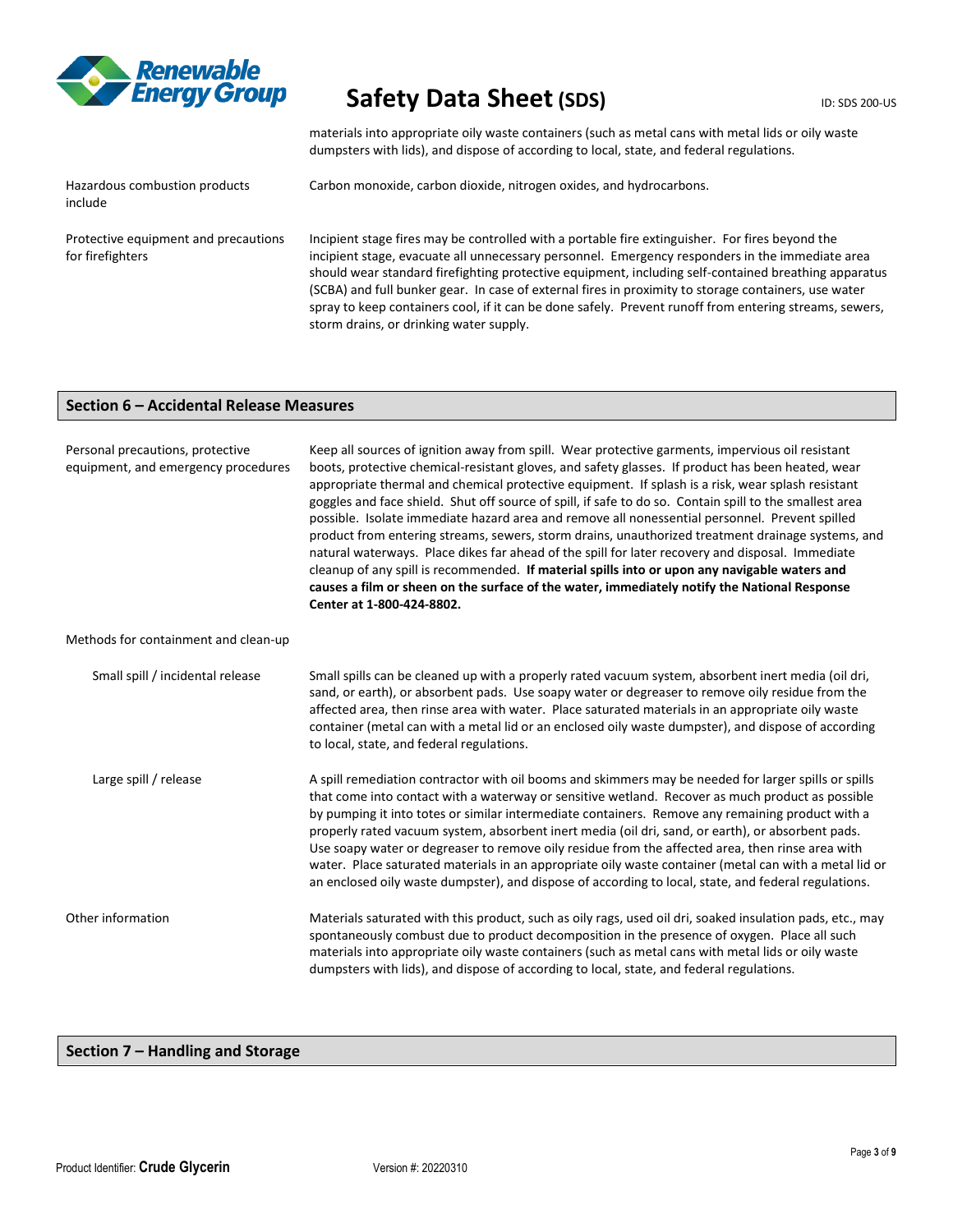materials into appropriate oily waste containers (such as metal cans with metal lids or oily waste dumpsters with lids), and dispose of according to local, state, and federal regulations.

| | |
|---|---|
| Hazardous combustion products include | Carbon monoxide, carbon dioxide, nitrogen oxides, and hydrocarbons. |
| Protective equipment and precautions for firefighters | Incipient stage fires may be controlled with a portable fire extinguisher. For fires beyond the incipient stage, evacuate all unnecessary personnel. Emergency responders in the immediate area should wear standard firefighting protective equipment, including self-contained breathing apparatus (SCBA) and full bunker gear. In case of external fires in proximity to storage containers, use water spray to keep containers cool, if it can be done safely. Prevent runoff from entering streams, sewers, storm drains, or drinking water supply. |

## Section 6 – Accidental Release Measures

| | |
|---|---|
| Personal precautions, protective equipment, and emergency procedures | Keep all sources of ignition away from spill. Wear protective garments, impervious oil resistant boots, protective chemical-resistant gloves, and safety glasses. If product has been heated, wear appropriate thermal and chemical protective equipment. If splash is a risk, wear splash resistant goggles and face shield. Shut off source of spill, if safe to do so. Contain spill to the smallest area possible. Isolate immediate hazard area and remove all nonessential personnel. Prevent spilled product from entering streams, sewers, storm drains, unauthorized treatment drainage systems, and natural waterways. Place dikes far ahead of the spill for later recovery and disposal. Immediate cleanup of any spill is recommended. **If material spills into or upon any navigable waters and causes a film or sheen on the surface of the water, immediately notify the National Response Center at 1-800-424-8802.** |
| Methods for containment and clean-up | |
| Small spill / incidental release | Small spills can be cleaned up with a properly rated vacuum system, absorbent inert media (oil dri, sand, or earth), or absorbent pads. Use soapy water or degreaser to remove oily residue from the affected area, then rinse area with water. Place saturated materials in an appropriate oily waste container (metal can with a metal lid or an enclosed oily waste dumpster), and dispose of according to local, state, and federal regulations. |
| Large spill / release | A spill remediation contractor with oil booms and skimmers may be needed for larger spills or spills that come into contact with a waterway or sensitive wetland. Recover as much product as possible by pumping it into totes or similar intermediate containers. Remove any remaining product with a properly rated vacuum system, absorbent inert media (oil dri, sand, or earth), or absorbent pads. Use soapy water or degreaser to remove oily residue from the affected area, then rinse area with water. Place saturated materials in an appropriate oily waste container (metal can with a metal lid or an enclosed oily waste dumpster), and dispose of according to local, state, and federal regulations. |
| Other information | Materials saturated with this product, such as oily rags, used oil dri, soaked insulation pads, etc., may spontaneously combust due to product decomposition in the presence of oxygen. Place all such materials into appropriate oily waste containers (such as metal cans with metal lids or oily waste dumpsters with lids), and dispose of according to local, state, and federal regulations. |

## Section 7 – Handling and Storage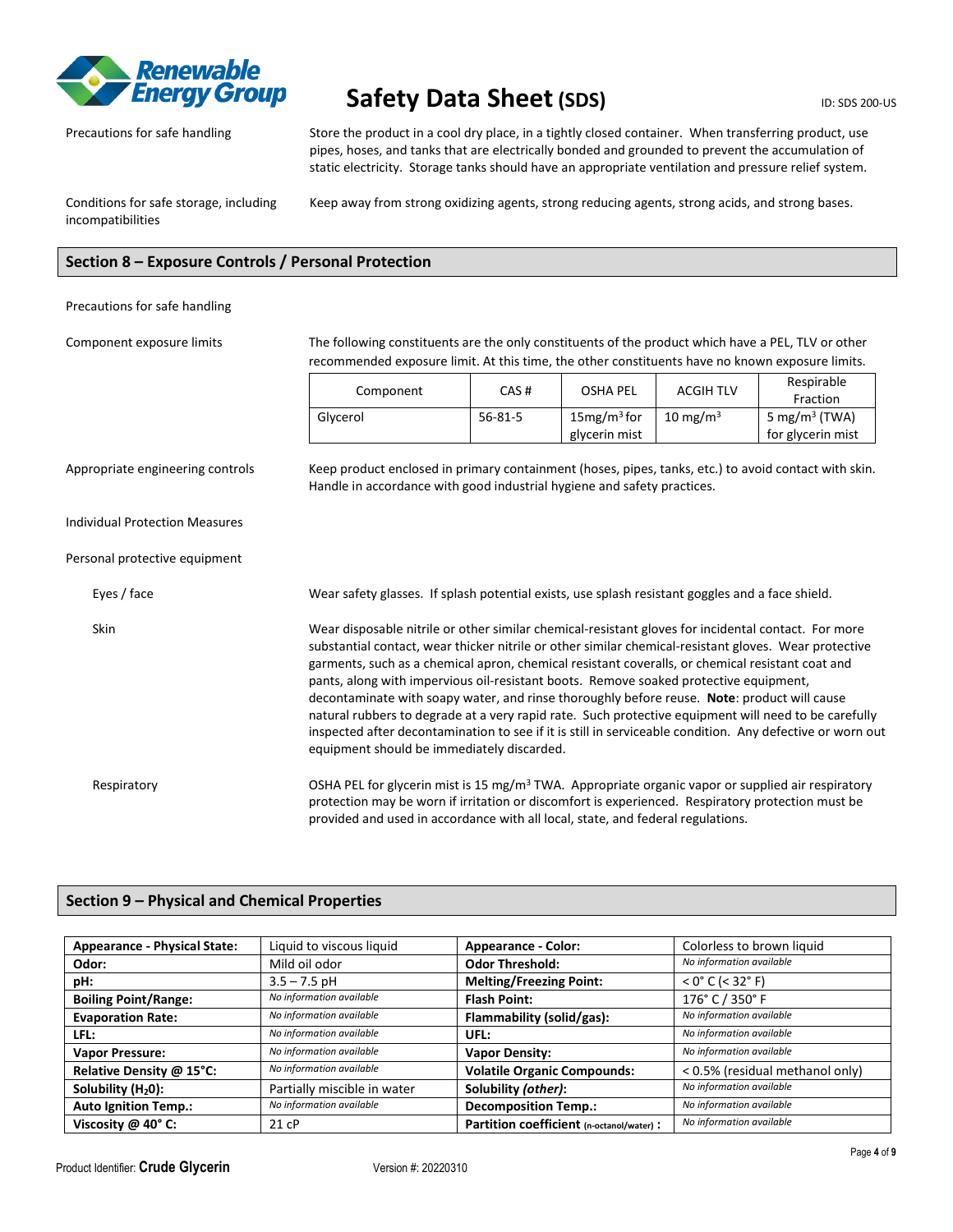Precations for safe handling

Store the product in a cool dry place, in a tightly closed container. When transferring product, use pipes, hoses, and tanks that are electrically bonded and grounded to prevent the accumulation of static electricity. Storage tanks should have an appropriate ventilation and pressure relief system.

Conditions for safe storage, including incompatibilities

Keep away from strong oxidizing agents, strong reducing agents, strong acids, and strong bases.

## Section 8 – Exposure Controls / Personal Protection

Precautions for safe handling

**Component exposure limits**

The following constituents are the only constituents of the product which have a PEL, TLV or other recommended exposure limit. At this time, the other constituents have no known exposure limits.

| Component | CAS # | OSHA PEL | ACGIH TLV | Respirable Fraction |
|---|---|---|---|---|
| Glycerol | 56-81-5 | 15mg/m$^3$ for glycerin mist | 10 mg/m$^3$ | 5 mg/m$^3$ (TWA) for glycerin mist |

**Appropriate engineering controls**

Keep product enclosed in primary containment (hoses, pipes, tanks, etc.) to avoid contact with skin. Handle in accordance with good industrial hygiene and safety practices.

**Individual Protection Measures**

**Personal protective equipment**

**Eyes / face**

Wear safety glasses. If splash potential exists, use splash resistant goggles and a face shield.

**Skin**

Wear disposable nitrile or other similar chemical-resistant gloves for incidental contact. For more substantial contact, wear thicker nitrile or other similar chemical-resistant gloves. Wear protective garments, such as a chemical apron, chemical resistant coveralls, or chemical resistant coat and pants, along with impervious oil-resistant boots. Remove soaked protective equipment, decontaminate with soapy water, and rinse thoroughly before reuse. **Note**: product will cause natural rubbers to degrade at a very rapid rate. Such protective equipment will need to be carefully inspected after decontamination to see if it is still in serviceable condition. Any defective or worn out equipment should be immediately discarded.

**Respiratory**

OSHA PEL for glycerin mist is 15 mg/m$^3$ TWA. Appropriate organic vapor or supplied air respiratory protection may be worn if irritation or discomfort is experienced. Respiratory protection must be provided and used in accordance with all local, state, and federal regulations.

## Section 9 – Physical and Chemical Properties

| | | | |
|---|---|---|---|
| **Appearance - Physical State:** | Liquid to viscous liquid | **Appearance - Color:** | Colorless to brown liquid |
| **Odor:** | Mild oil odor | **Odor Threshold:** | *No information available* |
| **pH:** | 3.5 – 7.5 pH | **Melting/Freezing Point:** | < 0° C (< 32° F) |
| **Boiling Point/Range:** | *No information available* | **Flash Point:** | 176° C / 350° F |
| **Evaporation Rate:** | *No information available* | **Flammability (solid/gas):** | *No information available* |
| **LFL:** | *No information available* | **UFL:** | *No information available* |
| **Vapor Pressure:** | *No information available* | **Vapor Density:** | *No information available* |
| **Relative Density @ 15°C:** | *No information available* | **Volatile Organic Compounds:** | < 0.5% (residual methanol only) |
| **Solubility ($H_20$):** | Partially miscible in water | **Solubility *(other)*:** | *No information available* |
| **Auto Ignition Temp.:** | *No information available* | **Decomposition Temp.:** | *No information available* |
| **Viscosity @ 40° C:** | 21 cP | **Partition coefficient (n-octanol/water) :** | *No information available* |

Product Identifier: **Crude Glycerin** Version #: 20220310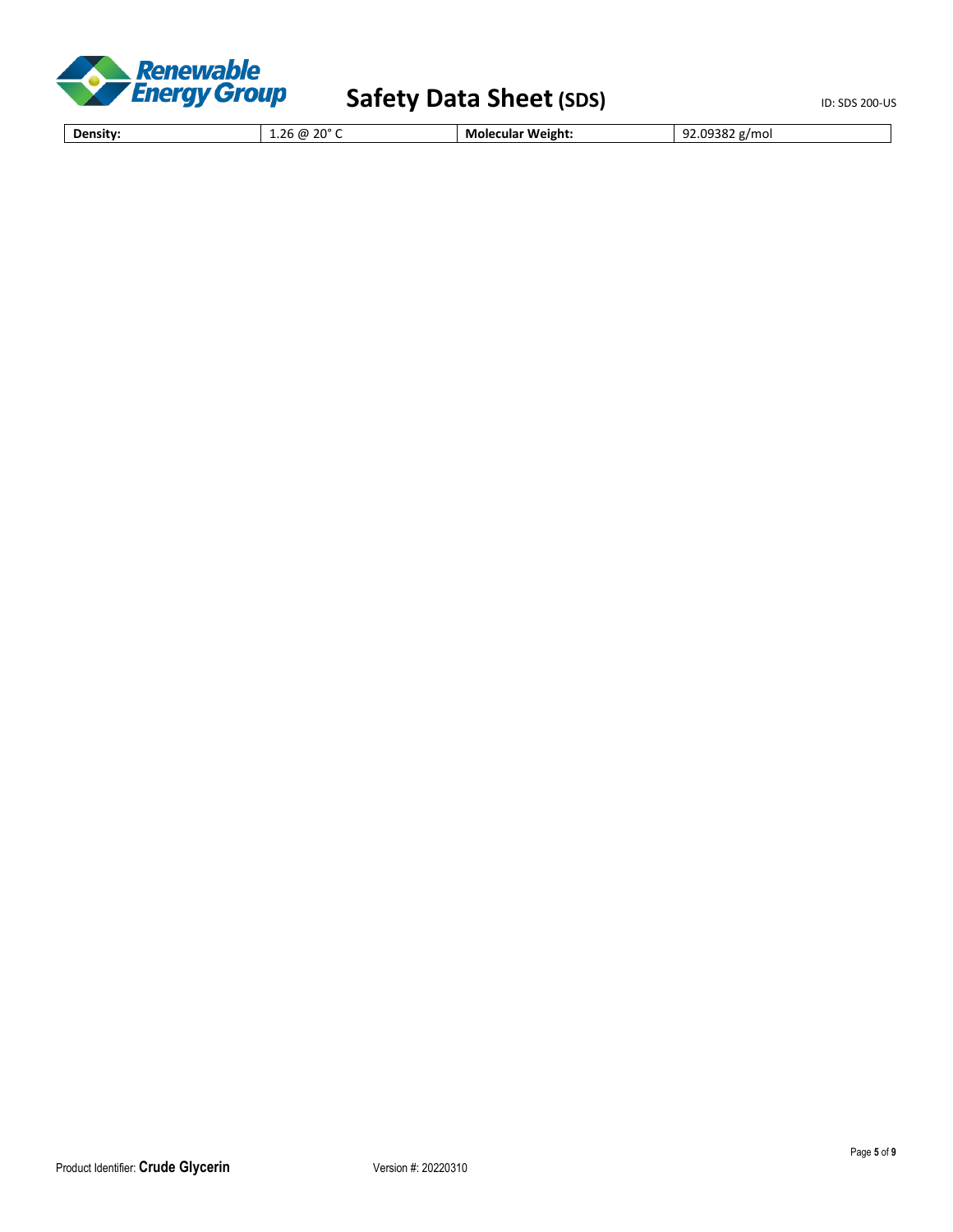| Density: | 1.26 @ 20° C | Molecular Weight: | 92.09382 g/mol |
|---|---|---|---|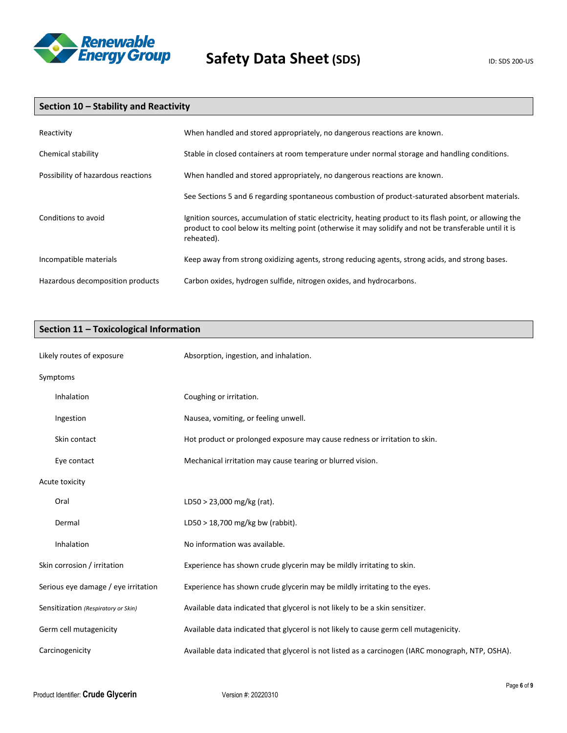## Section 10 – Stability and Reactivity

| | |
|---|---|
| Reactivity | When handled and stored appropriately, no dangerous reactions are known. |
| Chemical stability | Stable in closed containers at room temperature under normal storage and handling conditions. |
| Possibility of hazardous reactions | When handled and stored appropriately, no dangerous reactions are known. |
| | See Sections 5 and 6 regarding spontaneous combustion of product-saturated absorbent materials. |
| Conditions to avoid | Ignition sources, accumulation of static electricity, heating product to its flash point, or allowing the product to cool below its melting point (otherwise it may solidify and not be transferable until it is reheated). |
| Incompatible materials | Keep away from strong oxidizing agents, strong reducing agents, strong acids, and strong bases. |
| Hazardous decomposition products | Carbon oxides, hydrogen sulfide, nitrogen oxides, and hydrocarbons. |

## Section 11 – Toxicological Information

| | |
|---|---|
| Likely routes of exposure | Absorption, ingestion, and inhalation. |
| Symptoms | |
| Inhalation | Coughing or irritation. |
| Ingestion | Nausea, vomiting, or feeling unwell. |
| Skin contact | Hot product or prolonged exposure may cause redness or irritation to skin. |
| Eye contact | Mechanical irritation may cause tearing or blurred vision. |
| Acute toxicity | |
| Oral | LD50 > 23,000 mg/kg (rat). |
| Dermal | LD50 > 18,700 mg/kg bw (rabbit). |
| Inhalation | No information was available. |
| Skin corrosion / irritation | Experience has shown crude glycerin may be mildly irritating to skin. |
| Serious eye damage / eye irritation | Experience has shown crude glycerin may be mildly irritating to the eyes. |
| Sensitization *(Respiratory or Skin)* | Available data indicated that glycerol is not likely to be a skin sensitizer. |
| Germ cell mutagenicity | Available data indicated that glycerol is not likely to cause germ cell mutagenicity. |
| Carcinogenicity | Available data indicated that glycerol is not listed as a carcinogen (IARC monograph, NTP, OSHA). |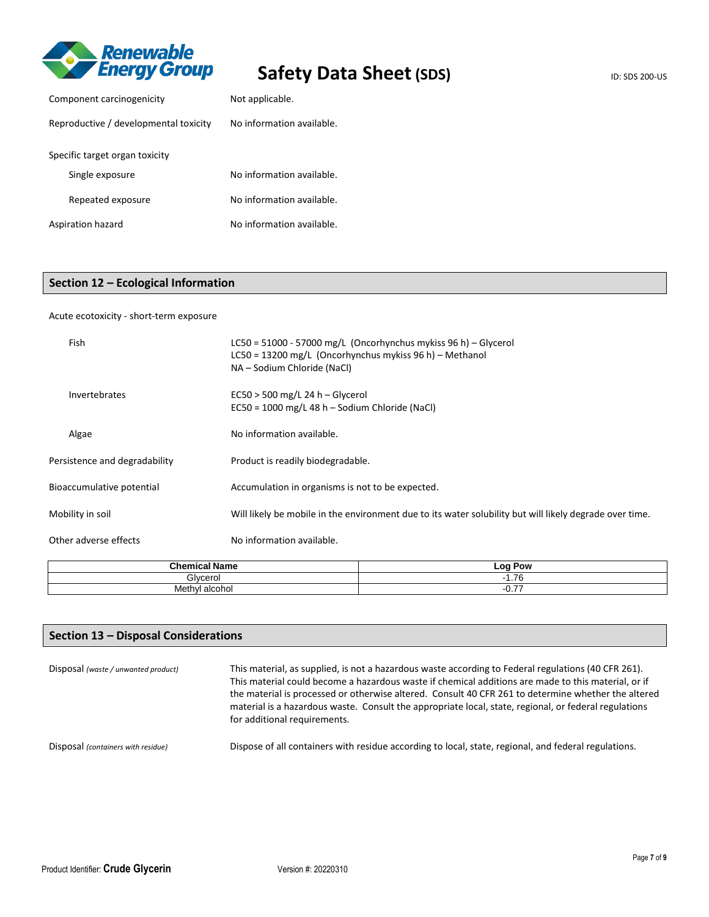| | |
|---|---|
| Component carcinogenicity | Not applicable. |
| Reproductive / developmental toxicity | No information available. |

Specific target organ toxicity

| | |
|---|---|
| Single exposure | No information available. |
| Repeated exposure | No information available. |
| Aspiration hazard | No information available. |

## Section 12 – Ecological Information

Acute ecotoxicity - short-term exposure

| | |
|---|---|
| Fish | LC50 = 51000 - 57000 mg/L (Oncorhynchus mykiss 96 h) – Glycerol<br>LC50 = 13200 mg/L (Oncorhynchus mykiss 96 h) – Methanol<br>NA – Sodium Chloride (NaCl) |
| Invertebrates | EC50 > 500 mg/L 24 h – Glycerol<br>EC50 = 1000 mg/L 48 h – Sodium Chloride (NaCl) |
| Algae | No information available. |
| Persistence and degradability | Product is readily biodegradable. |
| Bioaccumulative potential | Accumulation in organisms is not to be expected. |
| Mobility in soil | Will likely be mobile in the environment due to its water solubility but will likely degrade over time. |
| Other adverse effects | No information available. |

| Chemical Name | Log Pow |
|---|---|
| Glycerol | -1.76 |
| Methyl alcohol | -0.77 |

## Section 13 – Disposal Considerations

| | |
|---|---|
| Disposal *(waste / unwanted product)* | This material, as supplied, is not a hazardous waste according to Federal regulations (40 CFR 261). This material could become a hazardous waste if chemical additions are made to this material, or if the material is processed or otherwise altered. Consult 40 CFR 261 to determine whether the altered material is a hazardous waste. Consult the appropriate local, state, regional, or federal regulations for additional requirements. |
| Disposal *(containers with residue)* | Dispose of all containers with residue according to local, state, regional, and federal regulations. |

Product Identifier: **Crude Glycerin** Version #: 20220310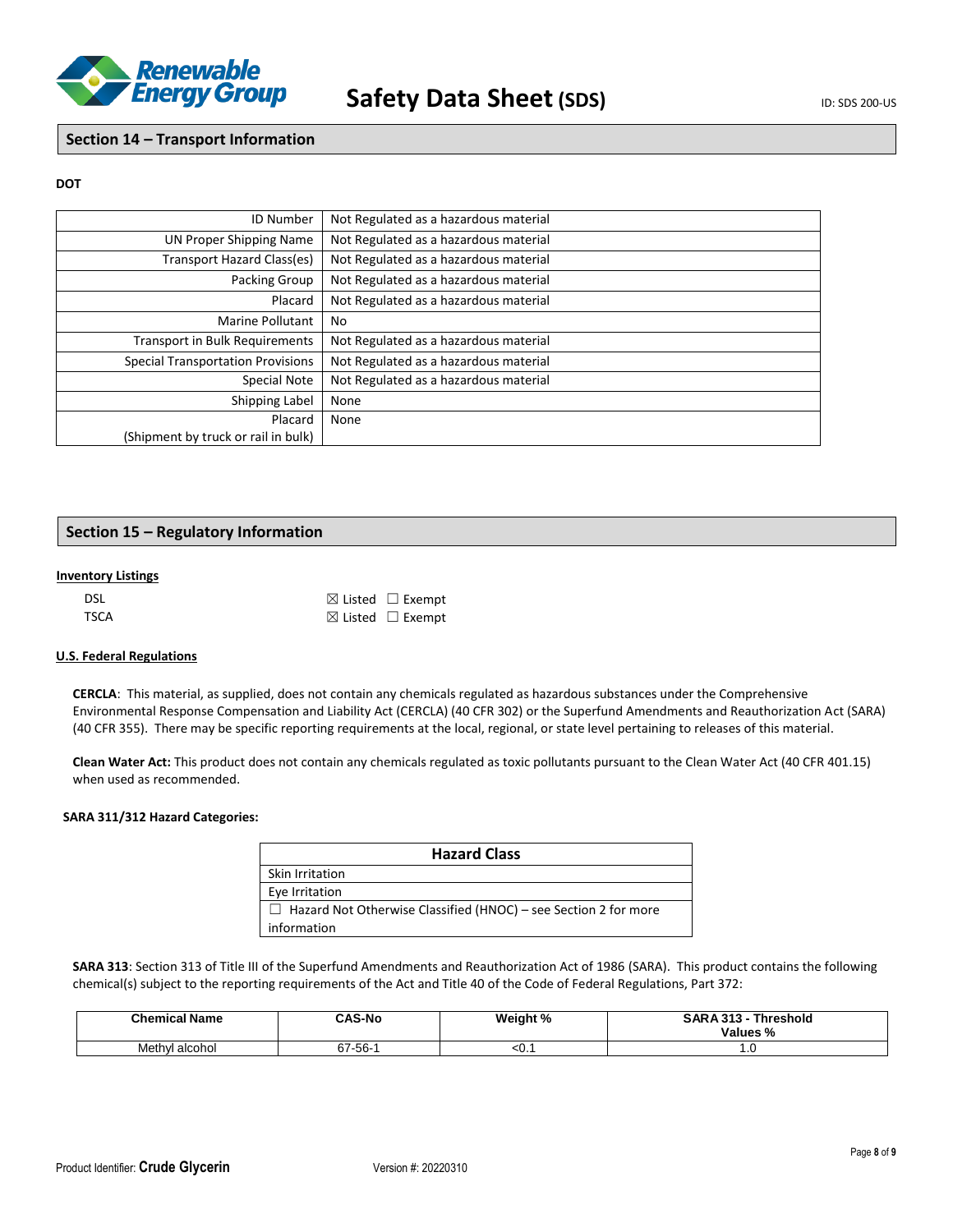## Section 14 – Transport Information

**DOT**

| | |
|---|---|
| ID Number | Not Regulated as a hazardous material |
| UN Proper Shipping Name | Not Regulated as a hazardous material |
| Transport Hazard Class(es) | Not Regulated as a hazardous material |
| Packing Group | Not Regulated as a hazardous material |
| Placard | Not Regulated as a hazardous material |
| Marine Pollutant | No |
| Transport in Bulk Requirements | Not Regulated as a hazardous material |
| Special Transportation Provisions | Not Regulated as a hazardous material |
| Special Note | Not Regulated as a hazardous material |
| Shipping Label | None |
| Placard (Shipment by truck or rail in bulk) | None |

## Section 15 – Regulatory Information

**Inventory Listings**

DSL ☒ Listed ☐ Exempt
TSCA ☒ Listed ☐ Exempt

**U.S. Federal Regulations**

**CERCLA**: This material, as supplied, does not contain any chemicals regulated as hazardous substances under the Comprehensive Environmental Response Compensation and Liability Act (CERCLA) (40 CFR 302) or the Superfund Amendments and Reauthorization Act (SARA) (40 CFR 355). There may be specific reporting requirements at the local, regional, or state level pertaining to releases of this material.

**Clean Water Act:** This product does not contain any chemicals regulated as toxic pollutants pursuant to the Clean Water Act (40 CFR 401.15) when used as recommended.

**SARA 311/312 Hazard Categories:**

| Hazard Class |
|---|
| Skin Irritation |
| Eye Irritation |
| ☐ Hazard Not Otherwise Classified (HNOC) – see Section 2 for more information |

**SARA 313**: Section 313 of Title III of the Superfund Amendments and Reauthorization Act of 1986 (SARA). This product contains the following chemical(s) subject to the reporting requirements of the Act and Title 40 of the Code of Federal Regulations, Part 372:

| Chemical Name | CAS-No | Weight % | SARA 313 - Threshold Values % |
|---|---|---|---|
| Methyl alcohol | 67-56-1 | <0.1 | 1.0 |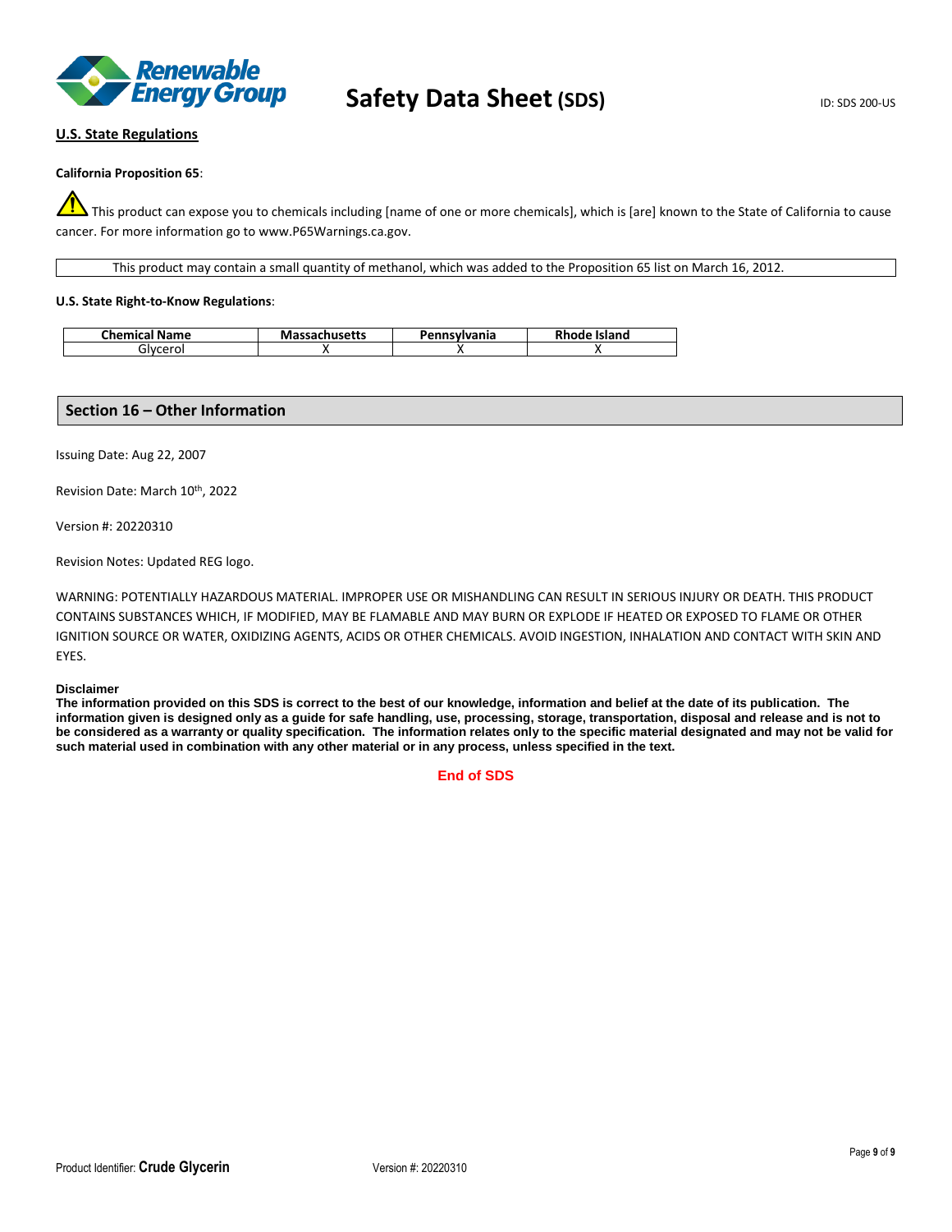## U.S. State Regulations

**California Proposition 65**:

⚠ This product can expose you to chemicals including [name of one or more chemicals], which is [are] known to the State of California to cause cancer. For more information go to www.P65Warnings.ca.gov.

This product may contain a small quantity of methanol, which was added to the Proposition 65 list on March 16, 2012.

**U.S. State Right-to-Know Regulations**:

| Chemical Name | Massachusetts | Pennsylvania | Rhode Island |
|---|---|---|---|
| Glycerol | X | X | X |

## Section 16 – Other Information

Issuing Date: Aug 22, 2007

Revision Date: March 10th, 2022

Version #: 20220310

Revision Notes: Updated REG logo.

WARNING: POTENTIALLY HAZARDOUS MATERIAL. IMPROPER USE OR MISHANDLING CAN RESULT IN SERIOUS INJURY OR DEATH. THIS PRODUCT CONTAINS SUBSTANCES WHICH, IF MODIFIED, MAY BE FLAMABLE AND MAY BURN OR EXPLODE IF HEATED OR EXPOSED TO FLAME OR OTHER IGNITION SOURCE OR WATER, OXIDIZING AGENTS, ACIDS OR OTHER CHEMICALS. AVOID INGESTION, INHALATION AND CONTACT WITH SKIN AND EYES.

**Disclaimer**

**The information provided on this SDS is correct to the best of our knowledge, information and belief at the date of its publication. The information given is designed only as a guide for safe handling, use, processing, storage, transportation, disposal and release and is not to be considered as a warranty or quality specification. The information relates only to the specific material designated and may not be valid for such material used in combination with any other material or in any process, unless specified in the text.**

**End of SDS**